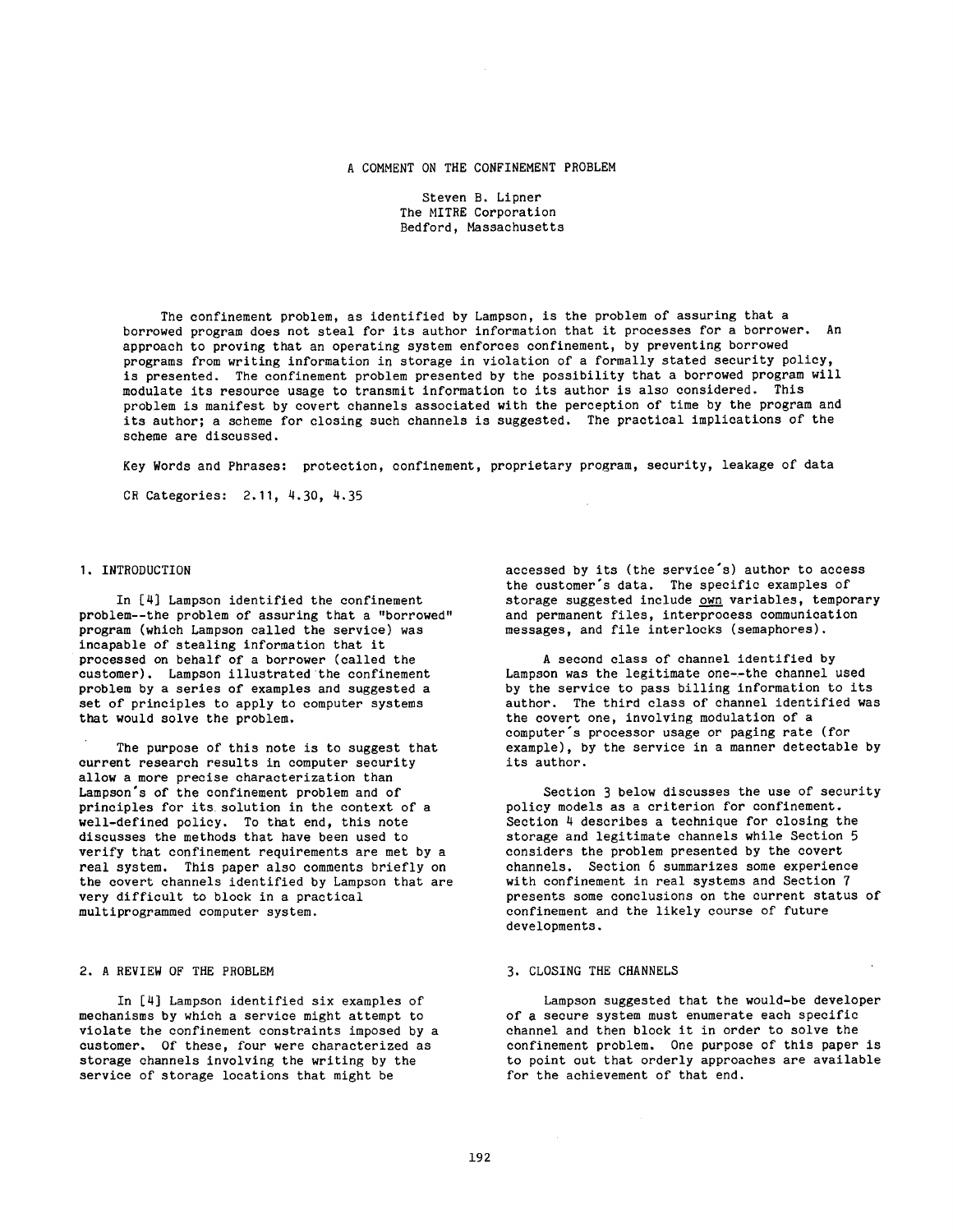# A COMMENT ON THE CONFINEMENT PROBLEM

Steven B. Lipner
The MITRE Corporation
Bedford, Massachusetts

The confinement problem, as identified by Lampson, is the problem of assuring that a borrowed program does not steal for its author information that it processes for a borrower. An approach to proving that an operating system enforces confinement, by preventing borrowed programs from writing information in storage in violation of a formally stated security policy, is presented. The confinement problem presented by the possibility that a borrowed program will modulate its resource usage to transmit information to its author is also considered. This problem is manifest by covert channels associated with the perception of time by the program and its author; a scheme for closing such channels is suggested. The practical implications of the scheme are discussed.

Key Words and Phrases: protection, confinement, proprietary program, security, leakage of data

CR Categories: 2.11, 4.30, 4.35

## 1. INTRODUCTION

In [4] Lampson identified the confinement problem--the problem of assuring that a "borrowed" program (which Lampson called the service) was incapable of stealing information that it processed on behalf of a borrower (called the customer). Lampson illustrated the confinement problem by a series of examples and suggested a set of principles to apply to computer systems that would solve the problem.

The purpose of this note is to suggest that current research results in computer security allow a more precise characterization than Lampson's of the confinement problem and of principles for its solution in the context of a well-defined policy. To that end, this note discusses the methods that have been used to verify that confinement requirements are met by a real system. This paper also comments briefly on the covert channels identified by Lampson that are very difficult to block in a practical multiprogrammed computer system.

## 2. A REVIEW OF THE PROBLEM

In [4] Lampson identified six examples of mechanisms by which a service might attempt to violate the confinement constraints imposed by a customer. Of these, four were characterized as storage channels involving the writing by the service of storage locations that might be accessed by its (the service's) author to access the customer's data. The specific examples of storage suggested include _own_ variables, temporary and permanent files, interprocess communication messages, and file interlocks (semaphores).

A second class of channel identified by Lampson was the legitimate one--the channel used by the service to pass billing information to its author. The third class of channel identified was the covert one, involving modulation of a computer's processor usage or paging rate (for example), by the service in a manner detectable by its author.

Section 3 below discusses the use of security policy models as a criterion for confinement. Section 4 describes a technique for closing the storage and legitimate channels while Section 5 considers the problem presented by the covert channels. Section 6 summarizes some experience with confinement in real systems and Section 7 presents some conclusions on the current status of confinement and the likely course of future developments.

## 3. CLOSING THE CHANNELS

Lampson suggested that the would-be developer of a secure system must enumerate each specific channel and then block it in order to solve the confinement problem. One purpose of this paper is to point out that orderly approaches are available for the achievement of that end.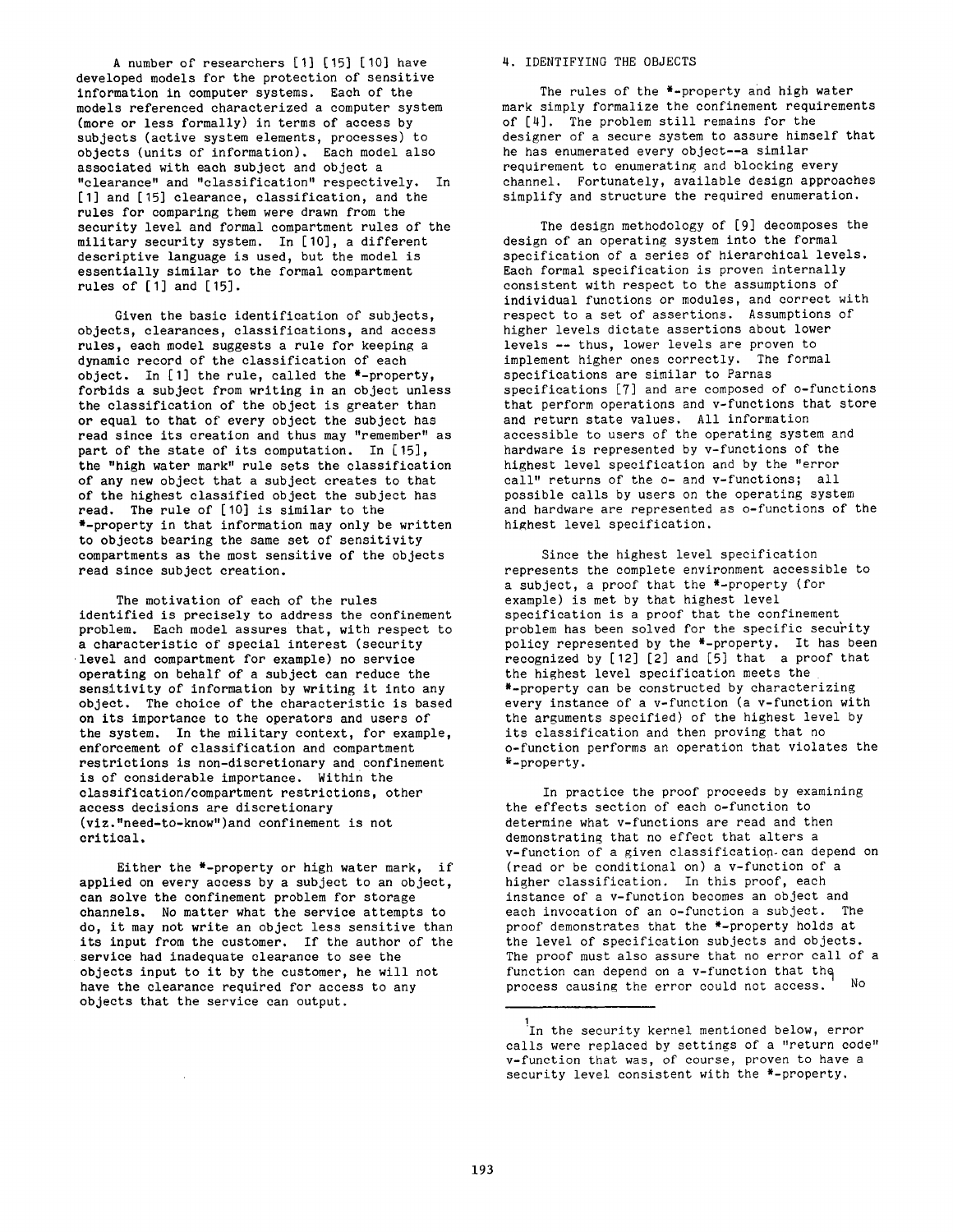A number of researchers [1] [15] [10] have developed models for the protection of sensitive information in computer systems. Each of the models referenced characterized a computer system (more or less formally) in terms of access by subjects (active system elements, processes) to objects (units of information). Each model also associated with each subject and object a "clearance" and "classification" respectively. In [1] and [15] clearance, classification, and the rules for comparing them were drawn from the security level and formal compartment rules of the military security system. In [10], a different descriptive language is used, but the model is essentially similar to the formal compartment rules of [1] and [15].

Given the basic identification of subjects, objects, clearances, classifications, and access rules, each model suggests a rule for keeping a dynamic record of the classification of each object. In [1] the rule, called the *-property, forbids a subject from writing in an object unless the classification of the object is greater than or equal to that of every object the subject has read since its creation and thus may "remember" as part of the state of its computation. In [15], the "high water mark" rule sets the classification of any new object that a subject creates to that of the highest classified object the subject has read. The rule of [10] is similar to the *-property in that information may only be written to objects bearing the same set of sensitivity compartments as the most sensitive of the objects read since subject creation.

The motivation of each of the rules identified is precisely to address the confinement problem. Each model assures that, with respect to a characteristic of special interest (security level and compartment for example) no service operating on behalf of a subject can reduce the sensitivity of information by writing it into any object. The choice of the characteristic is based on its importance to the operators and users of the system. In the military context, for example, enforcement of classification and compartment restrictions is non-discretionary and confinement is of considerable importance. Within the classification/compartment restrictions, other access decisions are discretionary (viz."need-to-know")and confinement is not critical.

Either the *-property or high water mark, if applied on every access by a subject to an object, can solve the confinement problem for storage channels. No matter what the service attempts to do, it may not write an object less sensitive than its input from the customer. If the author of the service had inadequate clearance to see the objects input to it by the customer, he will not have the clearance required for access to any objects that the service can output.

## 4. IDENTIFYING THE OBJECTS

The rules of the *-property and high water mark simply formalize the confinement requirements of [4]. The problem still remains for the designer of a secure system to assure himself that he has enumerated every object--a similar requirement to enumerating and blocking every channel. Fortunately, available design approaches simplify and structure the required enumeration.

The design methodology of [9] decomposes the design of an operating system into the formal specification of a series of hierarchical levels. Each formal specification is proven internally consistent with respect to the assumptions of individual functions or modules, and correct with respect to a set of assertions. Assumptions of higher levels dictate assertions about lower levels -- thus, lower levels are proven to implement higher ones correctly. The formal specifications are similar to Parnas specifications [7] and are composed of o-functions that perform operations and v-functions that store and return state values. All information accessible to users of the operating system and hardware is represented by v-functions of the highest level specification and by the "error call" returns of the o- and v-functions; all possible calls by users on the operating system and hardware are represented as o-functions of the highest level specification.

Since the highest level specification represents the complete environment accessible to a subject, a proof that the *-property (for example) is met by that highest level specification is a proof that the confinement problem has been solved for the specific security policy represented by the *-property. It has been recognized by [12] [2] and [5] that a proof that the highest level specification meets the *-property can be constructed by characterizing every instance of a v-function (a v-function with the arguments specified) of the highest level by its classification and then proving that no o-function performs an operation that violates the *-property.

In practice the proof proceeds by examining the effects section of each o-function to determine what v-functions are read and then demonstrating that no effect that alters a v-function of a given classification can depend on (read or be conditional on) a v-function of a higher classification. In this proof, each instance of a v-function becomes an object and each invocation of an o-function a subject. The proof demonstrates that the *-property holds at the level of specification subjects and objects. The proof must also assure that no error call of a function can depend on a v-function that the process causing the error could not access.[1] No

[1] In the security kernel mentioned below, error calls were replaced by settings of a "return code" v-function that was, of course, proven to have a security level consistent with the *-property.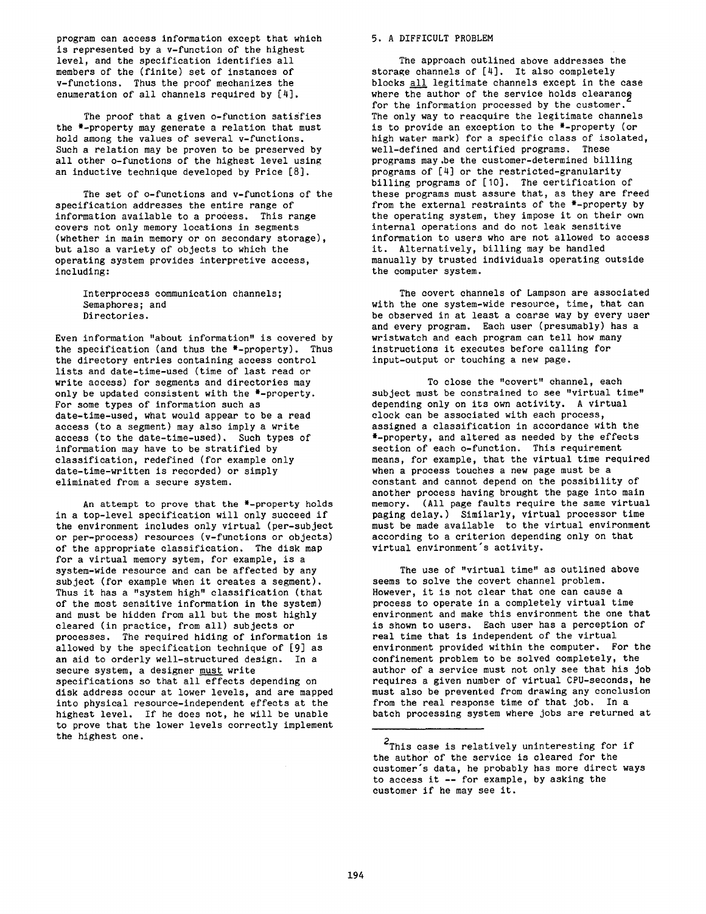program can access information except that which is represented by a v-function of the highest level, and the specification identifies all members of the (finite) set of instances of v-functions. Thus the proof mechanizes the enumeration of all channels required by [4].

The proof that a given o-function satisfies the *-property may generate a relation that must hold among the values of several v-functions. Such a relation may be proven to be preserved by all other o-functions of the highest level using an inductive technique developed by Price [8].

The set of o-functions and v-functions of the specification addresses the entire range of information available to a process. This range covers not only memory locations in segments (whether in main memory or on secondary storage), but also a variety of objects to which the operating system provides interpretive access, including:

> Interprocess communication channels;
> Semaphores; and
> Directories.

Even information "about information" is covered by the specification (and thus the *-property). Thus the directory entries containing access control lists and date-time-used (time of last read or write access) for segments and directories may only be updated consistent with the *-property. For some types of information such as date-time-used, what would appear to be a read access (to a segment) may also imply a write access (to the date-time-used). Such types of information may have to be stratified by classification, redefined (for example only date-time-written is recorded) or simply eliminated from a secure system.

An attempt to prove that the *-property holds in a top-level specification will only succeed if the environment includes only virtual (per-subject or per-process) resources (v-functions or objects) of the appropriate classification. The disk map for a virtual memory sytem, for example, is a system-wide resource and can be affected by any subject (for example when it creates a segment). Thus it has a "system high" classification (that of the most sensitive information in the system) and must be hidden from all but the most highly cleared (in practice, from all) subjects or processes. The required hiding of information is allowed by the specification technique of [9] as an aid to orderly well-structured design. In a secure system, a designer <u>must</u> write specifications so that all effects depending on disk address occur at lower levels, and are mapped into physical resource-independent effects at the highest level. If he does not, he will be unable to prove that the lower levels correctly implement the highest one.

## 5. A DIFFICULT PROBLEM

The approach outlined above addresses the storage channels of [4]. It also completely blocks <u>all</u> legitimate channels except in the case where the author of the service holds clearance[2] for the information processed by the customer. The only way to reacquire the legitimate channels is to provide an exception to the *-property (or high water mark) for a specific class of isolated, well-defined and certified programs. These programs may be the customer-determined billing programs of [4] or the restricted-granularity billing programs of [10]. The certification of these programs must assure that, as they are freed from the external restraints of the *-property by the operating system, they impose it on their own internal operations and do not leak sensitive information to users who are not allowed to access it. Alternatively, billing may be handled manually by trusted individuals operating outside the computer system.

The covert channels of Lampson are associated with the one system-wide resource, time, that can be observed in at least a coarse way by every user and every program. Each user (presumably) has a wristwatch and each program can tell how many instructions it executes before calling for input-output or touching a new page.

To close the "covert" channel, each subject must be constrained to see "virtual time" depending only on its own activity. A virtual clock can be associated with each process, assigned a classification in accordance with the *-property, and altered as needed by the effects section of each o-function. This requirement means, for example, that the virtual time required when a process touches a new page must be a constant and cannot depend on the possibility of another process having brought the page into main memory. (All page faults require the same virtual paging delay.) Similarly, virtual processor time must be made available to the virtual environment according to a criterion depending only on that virtual environment's activity.

The use of "virtual time" as outlined above seems to solve the covert channel problem. However, it is not clear that one can cause a process to operate in a completely virtual time environment and make this environment the one that is shown to users. Each user has a perception of real time that is independent of the virtual environment provided within the computer. For the confinement problem to be solved completely, the author of a service must not only see that his job requires a given number of virtual CPU-seconds, he must also be prevented from drawing any conclusion from the real response time of that job. In a batch processing system where jobs are returned at

[2] This case is relatively uninteresting for if the author of the service is cleared for the customer's data, he probably has more direct ways to access it -- for example, by asking the customer if he may see it.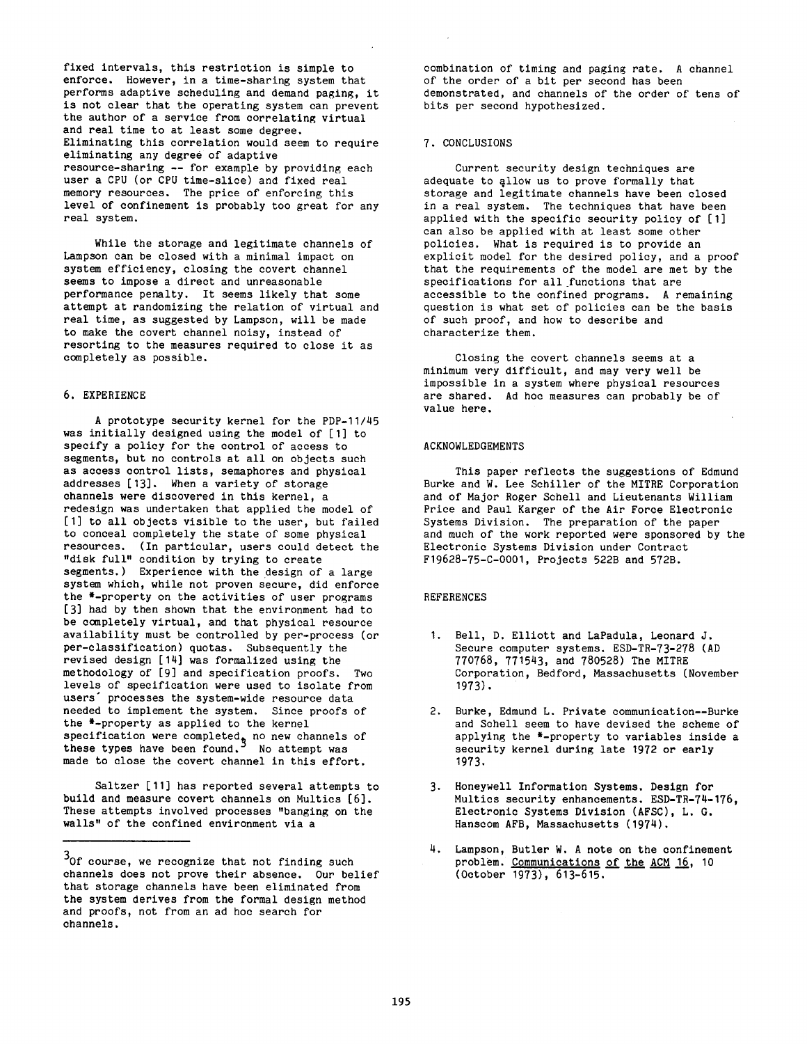fixed intervals, this restriction is simple to enforce. However, in a time-sharing system that performs adaptive scheduling and demand paging, it is not clear that the operating system can prevent the author of a service from correlating virtual and real time to at least some degree. Eliminating this correlation would seem to require eliminating any degree of adaptive resource-sharing -- for example by providing each user a CPU (or CPU time-slice) and fixed real memory resources. The price of enforcing this level of confinement is probably too great for any real system.

While the storage and legitimate channels of Lampson can be closed with a minimal impact on system efficiency, closing the covert channel seems to impose a direct and unreasonable performance penalty. It seems likely that some attempt at randomizing the relation of virtual and real time, as suggested by Lampson, will be made to make the covert channel noisy, instead of resorting to the measures required to close it as completely as possible.

## 6. EXPERIENCE

A prototype security kernel for the PDP-11/45 was initially designed using the model of [1] to specify a policy for the control of access to segments, but no controls at all on objects such as access control lists, semaphores and physical addresses [13]. When a variety of storage channels were discovered in this kernel, a redesign was undertaken that applied the model of [1] to all objects visible to the user, but failed to conceal completely the state of some physical resources. (In particular, users could detect the "disk full" condition by trying to create segments.) Experience with the design of a large system which, while not proven secure, did enforce the *-property on the activities of user programs [3] had by then shown that the environment had to be completely virtual, and that physical resource availability must be controlled by per-process (or per-classification) quotas. Subsequently the revised design [14] was formalized using the methodology of [9] and specification proofs. Two levels of specification were used to isolate from users' processes the system-wide resource data needed to implement the system. Since proofs of the *-property as applied to the kernel specification were completed, no new channels of these types have been found.[3] No attempt was made to close the covert channel in this effort.

Saltzer [11] has reported several attempts to build and measure covert channels on Multics [6]. These attempts involved processes "banging on the walls" of the confined environment via a combination of timing and paging rate. A channel of the order of a bit per second has been demonstrated, and channels of the order of tens of bits per second hypothesized.

[3] Of course, we recognize that not finding such channels does not prove their absence. Our belief that storage channels have been eliminated from the system derives from the formal design method and proofs, not from an ad hoc search for channels.

## 7. CONCLUSIONS

Current security design techniques are adequate to allow us to prove formally that storage and legitimate channels have been closed in a real system. The techniques that have been applied with the specific security policy of [1] can also be applied with at least some other policies. What is required is to provide an explicit model for the desired policy, and a proof that the requirements of the model are met by the specifications for all functions that are accessible to the confined programs. A remaining question is what set of policies can be the basis of such proof, and how to describe and characterize them.

Closing the covert channels seems at a minimum very difficult, and may very well be impossible in a system where physical resources are shared. Ad hoc measures can probably be of value here.

## ACKNOWLEDGEMENTS

This paper reflects the suggestions of Edmund Burke and W. Lee Schiller of the MITRE Corporation and of Major Roger Schell and Lieutenants William Price and Paul Karger of the Air Force Electronic Systems Division. The preparation of the paper and much of the work reported were sponsored by the Electronic Systems Division under Contract F19628-75-C-0001, Projects 522B and 572B.

## REFERENCES

1. Bell, D. Elliott and LaPadula, Leonard J. Secure computer systems. ESD-TR-73-278 (AD 770768, 771543, and 780528) The MITRE Corporation, Bedford, Massachusetts (November 1973).

2. Burke, Edmund L. Private communication--Burke and Schell seem to have devised the scheme of applying the *-property to variables inside a security kernel during late 1972 or early 1973.

3. Honeywell Information Systems. Design for Multics security enhancements. ESD-TR-74-176, Electronic Systems Division (AFSC), L. G. Hanscom AFB, Massachusetts (1974).

4. Lampson, Butler W. A note on the confinement problem. Communications of the ACM 16, 10 (October 1973), 613-615.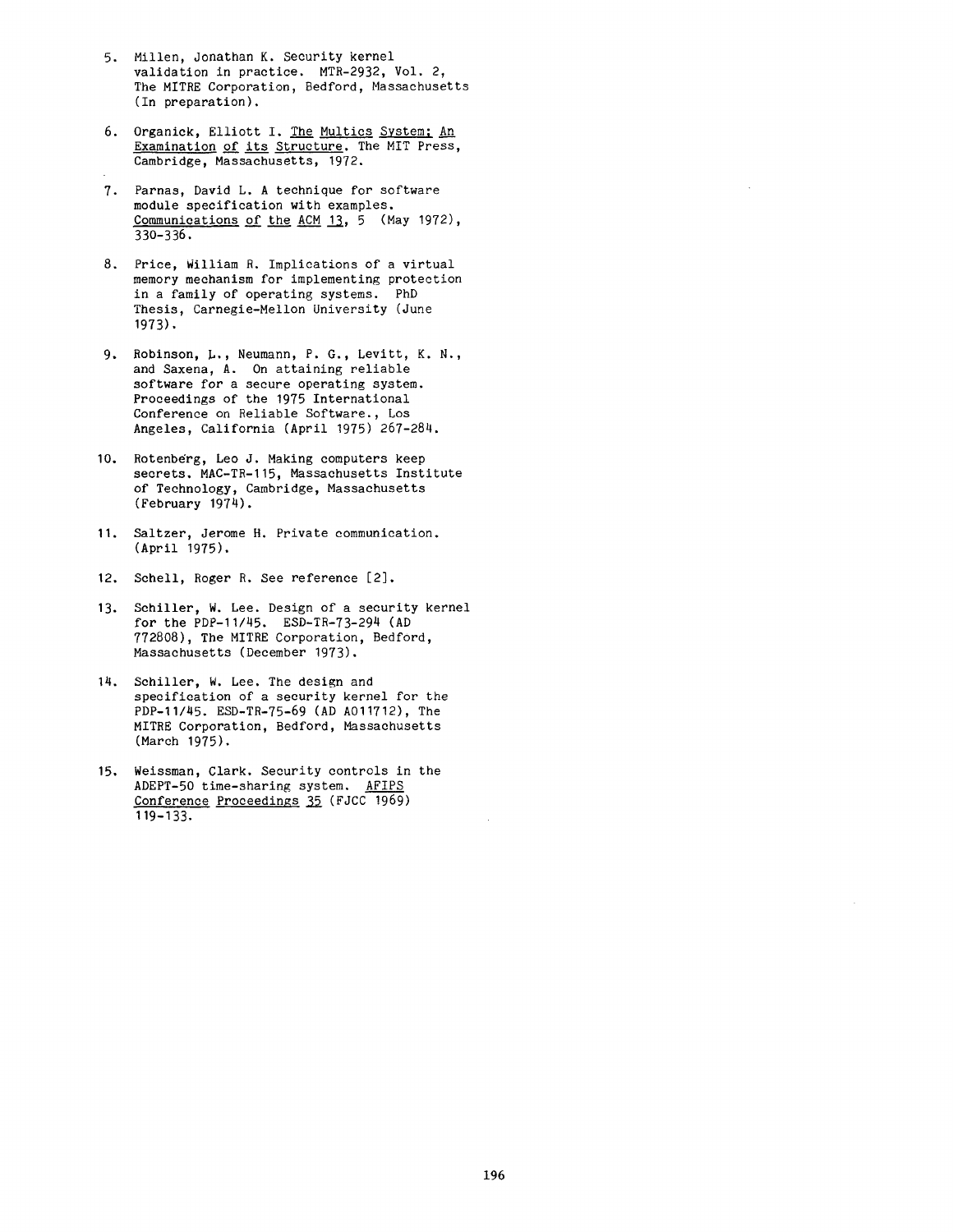5. Millen, Jonathan K. Security kernel validation in practice. MTR-2932, Vol. 2, The MITRE Corporation, Bedford, Massachusetts (In preparation).

6. Organick, Elliott I. The Multics System: An Examination of its Structure. The MIT Press, Cambridge, Massachusetts, 1972.

7. Parnas, David L. A technique for software module specification with examples. Communications of the ACM 13, 5 (May 1972), 330-336.

8. Price, William R. Implications of a virtual memory mechanism for implementing protection in a family of operating systems. PhD Thesis, Carnegie-Mellon University (June 1973).

9. Robinson, L., Neumann, P. G., Levitt, K. N., and Saxena, A. On attaining reliable software for a secure operating system. Proceedings of the 1975 International Conference on Reliable Software., Los Angeles, California (April 1975) 267-284.

10. Rotenberg, Leo J. Making computers keep secrets. MAC-TR-115, Massachusetts Institute of Technology, Cambridge, Massachusetts (February 1974).

11. Saltzer, Jerome H. Private communication. (April 1975).

12. Schell, Roger R. See reference [2].

13. Schiller, W. Lee. Design of a security kernel for the PDP-11/45. ESD-TR-73-294 (AD 772808), The MITRE Corporation, Bedford, Massachusetts (December 1973).

14. Schiller, W. Lee. The design and specification of a security kernel for the PDP-11/45. ESD-TR-75-69 (AD A011712), The MITRE Corporation, Bedford, Massachusetts (March 1975).

15. Weissman, Clark. Security controls in the ADEPT-50 time-sharing system. AFIPS Conference Proceedings 35 (FJCC 1969) 119-133.